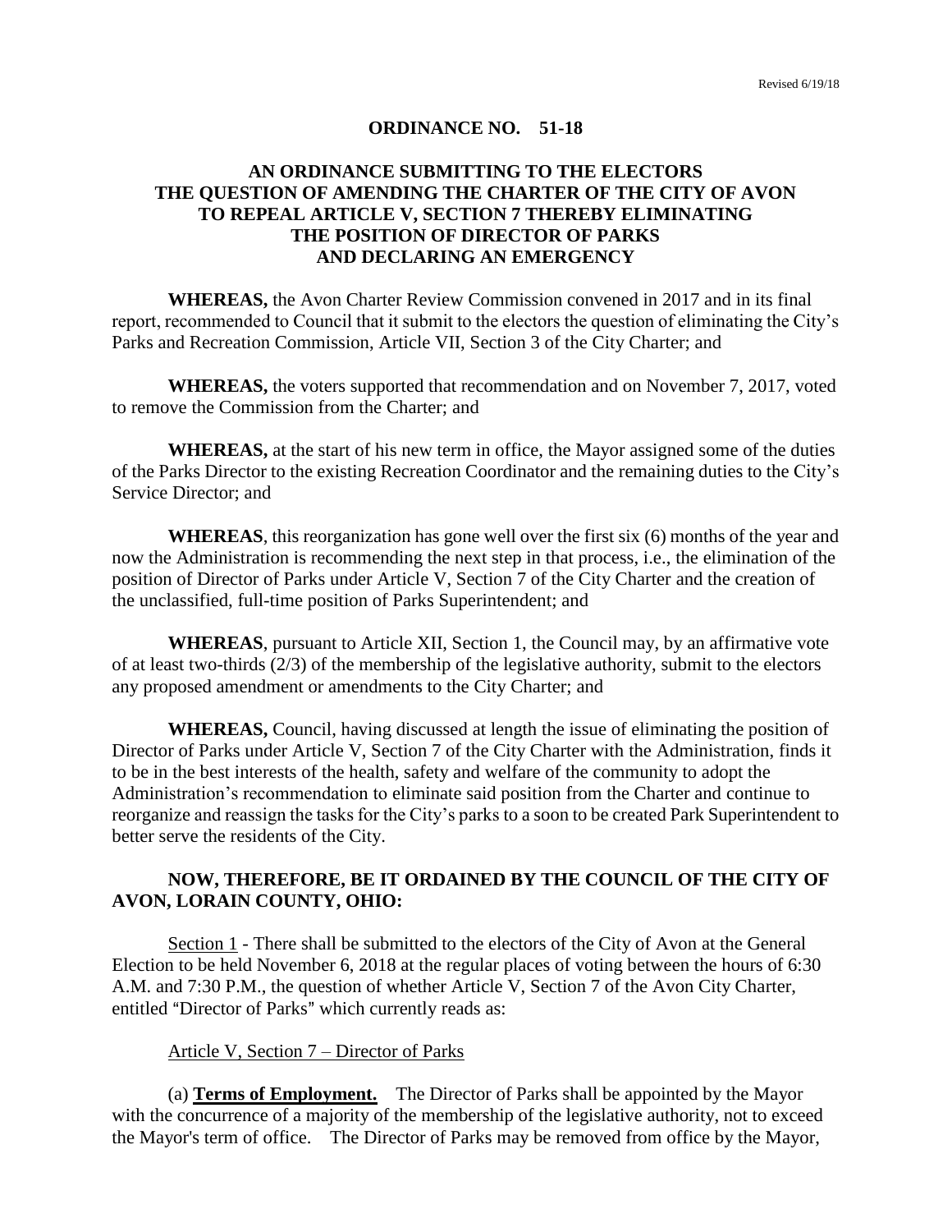Revised 6/19/18

# ORDINANCE NO. 51-18

## AN ORDINANCE SUBMITTING TO THE ELECTORS THE QUESTION OF AMENDING THE CHARTER OF THE CITY OF AVON TO REPEAL ARTICLE V, SECTION 7 THEREBY ELIMINATING THE POSITION OF DIRECTOR OF PARKS AND DECLARING AN EMERGENCY

**WHEREAS,** the Avon Charter Review Commission convened in 2017 and in its final report, recommended to Council that it submit to the electors the question of eliminating the City's Parks and Recreation Commission, Article VII, Section 3 of the City Charter; and

**WHEREAS,** the voters supported that recommendation and on November 7, 2017, voted to remove the Commission from the Charter; and

**WHEREAS,** at the start of his new term in office, the Mayor assigned some of the duties of the Parks Director to the existing Recreation Coordinator and the remaining duties to the City's Service Director; and

**WHEREAS**, this reorganization has gone well over the first six (6) months of the year and now the Administration is recommending the next step in that process, i.e., the elimination of the position of Director of Parks under Article V, Section 7 of the City Charter and the creation of the unclassified, full-time position of Parks Superintendent; and

**WHEREAS**, pursuant to Article XII, Section 1, the Council may, by an affirmative vote of at least two-thirds (2/3) of the membership of the legislative authority, submit to the electors any proposed amendment or amendments to the City Charter; and

**WHEREAS,** Council, having discussed at length the issue of eliminating the position of Director of Parks under Article V, Section 7 of the City Charter with the Administration, finds it to be in the best interests of the health, safety and welfare of the community to adopt the Administration's recommendation to eliminate said position from the Charter and continue to reorganize and reassign the tasks for the City's parks to a soon to be created Park Superintendent to better serve the residents of the City.

**NOW, THEREFORE, BE IT ORDAINED BY THE COUNCIL OF THE CITY OF AVON, LORAIN COUNTY, OHIO:**

Section 1 - There shall be submitted to the electors of the City of Avon at the General Election to be held November 6, 2018 at the regular places of voting between the hours of 6:30 A.M. and 7:30 P.M., the question of whether Article V, Section 7 of the Avon City Charter, entitled "Director of Parks" which currently reads as:

Article V, Section 7 – Director of Parks

(a) **Terms of Employment.** The Director of Parks shall be appointed by the Mayor with the concurrence of a majority of the membership of the legislative authority, not to exceed the Mayor's term of office. The Director of Parks may be removed from office by the Mayor,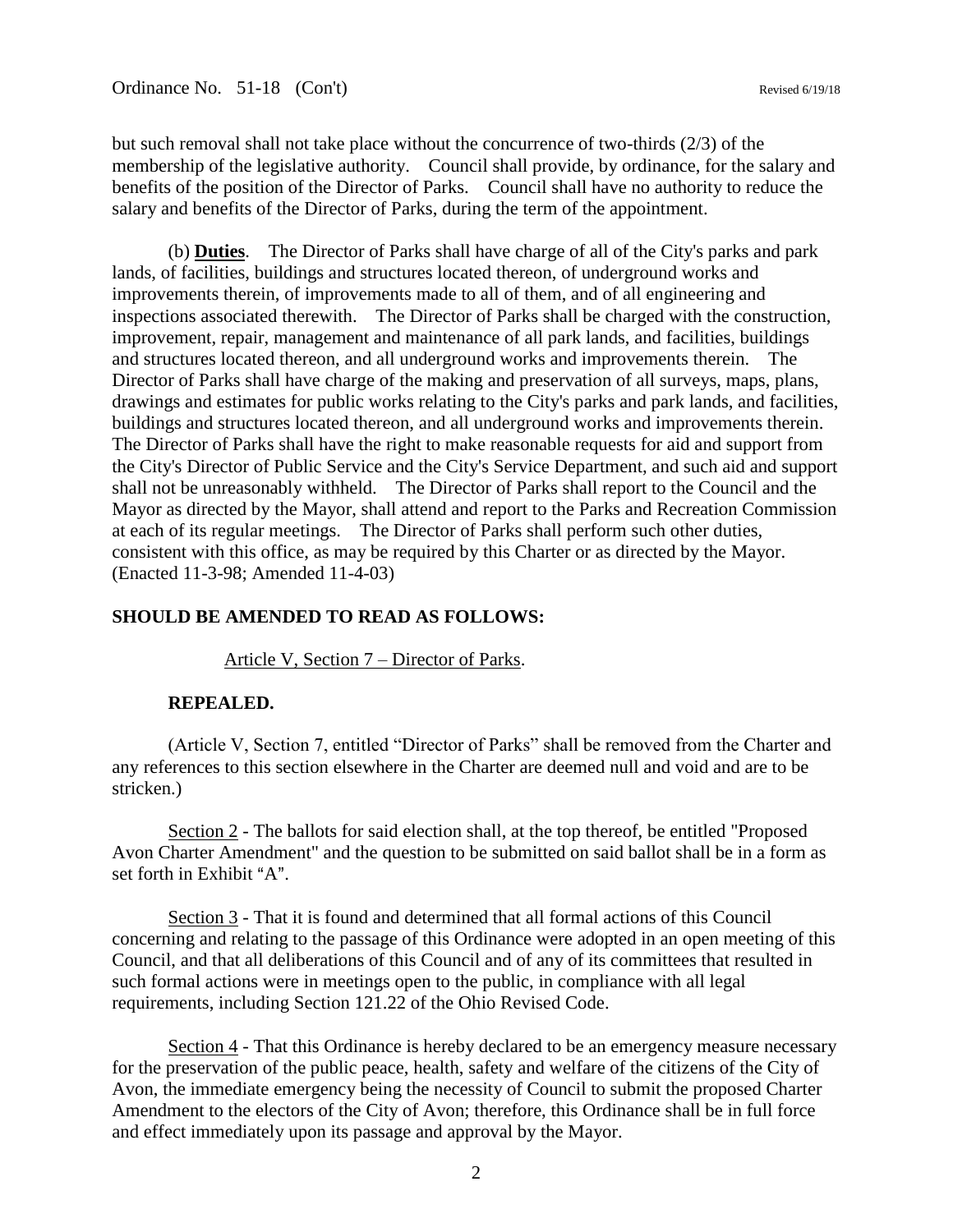but such removal shall not take place without the concurrence of two-thirds (2/3) of the membership of the legislative authority. Council shall provide, by ordinance, for the salary and benefits of the position of the Director of Parks. Council shall have no authority to reduce the salary and benefits of the Director of Parks, during the term of the appointment.

(b) **Duties**. The Director of Parks shall have charge of all of the City's parks and park lands, of facilities, buildings and structures located thereon, of underground works and improvements therein, of improvements made to all of them, and of all engineering and inspections associated therewith. The Director of Parks shall be charged with the construction, improvement, repair, management and maintenance of all park lands, and facilities, buildings and structures located thereon, and all underground works and improvements therein. The Director of Parks shall have charge of the making and preservation of all surveys, maps, plans, drawings and estimates for public works relating to the City's parks and park lands, and facilities, buildings and structures located thereon, and all underground works and improvements therein. The Director of Parks shall have the right to make reasonable requests for aid and support from the City's Director of Public Service and the City's Service Department, and such aid and support shall not be unreasonably withheld. The Director of Parks shall report to the Council and the Mayor as directed by the Mayor, shall attend and report to the Parks and Recreation Commission at each of its regular meetings. The Director of Parks shall perform such other duties, consistent with this office, as may be required by this Charter or as directed by the Mayor. (Enacted 11-3-98; Amended 11-4-03)

**SHOULD BE AMENDED TO READ AS FOLLOWS:**

Article V, Section 7 – Director of Parks.

**REPEALED.**

(Article V, Section 7, entitled "Director of Parks" shall be removed from the Charter and any references to this section elsewhere in the Charter are deemed null and void and are to be stricken.)

Section 2 - The ballots for said election shall, at the top thereof, be entitled "Proposed Avon Charter Amendment" and the question to be submitted on said ballot shall be in a form as set forth in Exhibit "A".

Section 3 - That it is found and determined that all formal actions of this Council concerning and relating to the passage of this Ordinance were adopted in an open meeting of this Council, and that all deliberations of this Council and of any of its committees that resulted in such formal actions were in meetings open to the public, in compliance with all legal requirements, including Section 121.22 of the Ohio Revised Code.

Section 4 - That this Ordinance is hereby declared to be an emergency measure necessary for the preservation of the public peace, health, safety and welfare of the citizens of the City of Avon, the immediate emergency being the necessity of Council to submit the proposed Charter Amendment to the electors of the City of Avon; therefore, this Ordinance shall be in full force and effect immediately upon its passage and approval by the Mayor.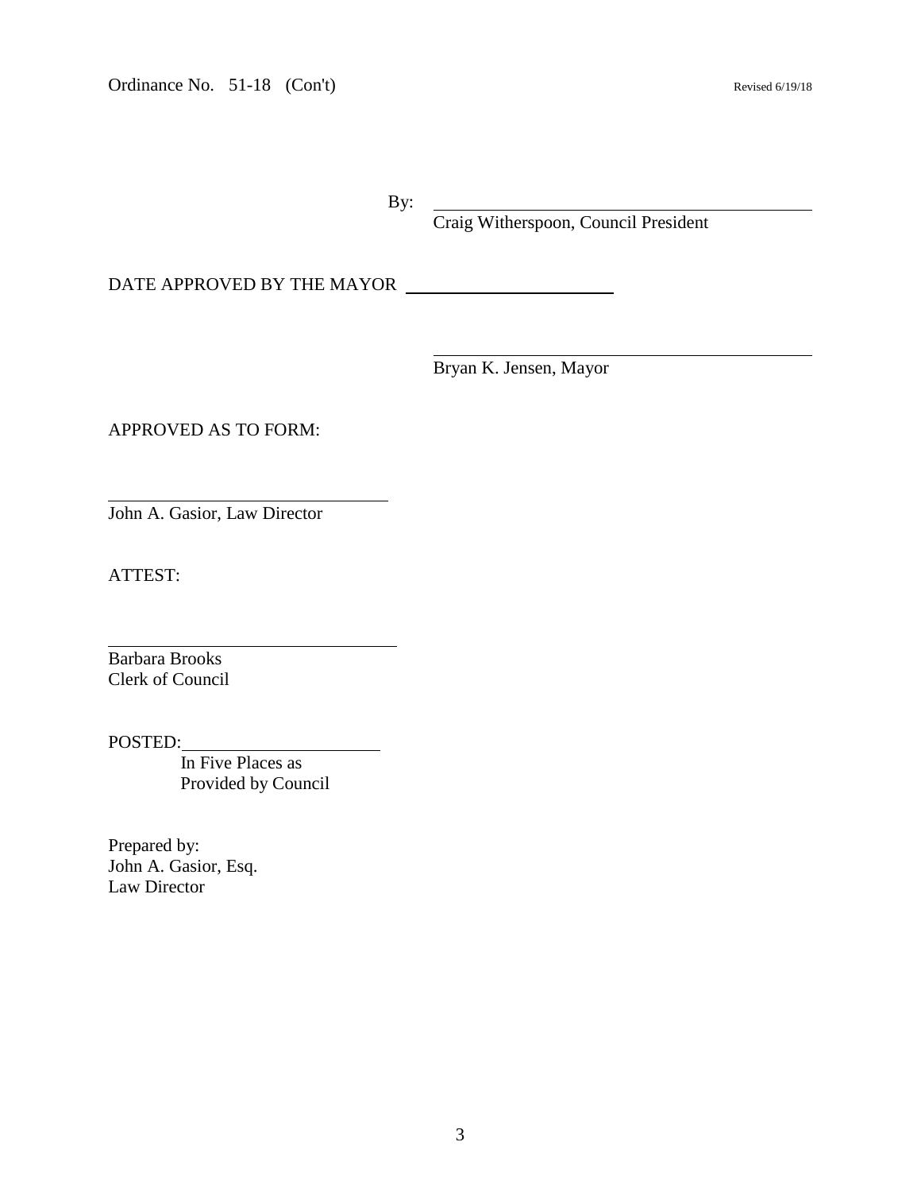By: \_\_\_\_\_\_\_\_\_\_\_\_\_\_\_\_\_\_\_\_\_\_\_\_\_\_\_\_\_\_\_\_\_\_\_\_\_\_\_\_
Craig Witherspoon, Council President

DATE APPROVED BY THE MAYOR \_\_\_\_\_\_\_\_\_\_\_\_\_\_\_\_\_\_\_\_\_\_\_\_

\_\_\_\_\_\_\_\_\_\_\_\_\_\_\_\_\_\_\_\_\_\_\_\_\_\_\_\_\_\_\_\_\_\_\_\_\_\_\_\_
Bryan K. Jensen, Mayor

APPROVED AS TO FORM:

\_\_\_\_\_\_\_\_\_\_\_\_\_\_\_\_\_\_\_\_\_\_\_\_\_\_\_\_\_\_\_\_
John A. Gasior, Law Director

ATTEST:

\_\_\_\_\_\_\_\_\_\_\_\_\_\_\_\_\_\_\_\_\_\_\_\_\_\_\_\_\_\_\_\_
Barbara Brooks
Clerk of Council

POSTED: \_\_\_\_\_\_\_\_\_\_\_\_\_\_\_\_\_\_\_\_\_\_\_\_
In Five Places as
Provided by Council

Prepared by:
John A. Gasior, Esq.
Law Director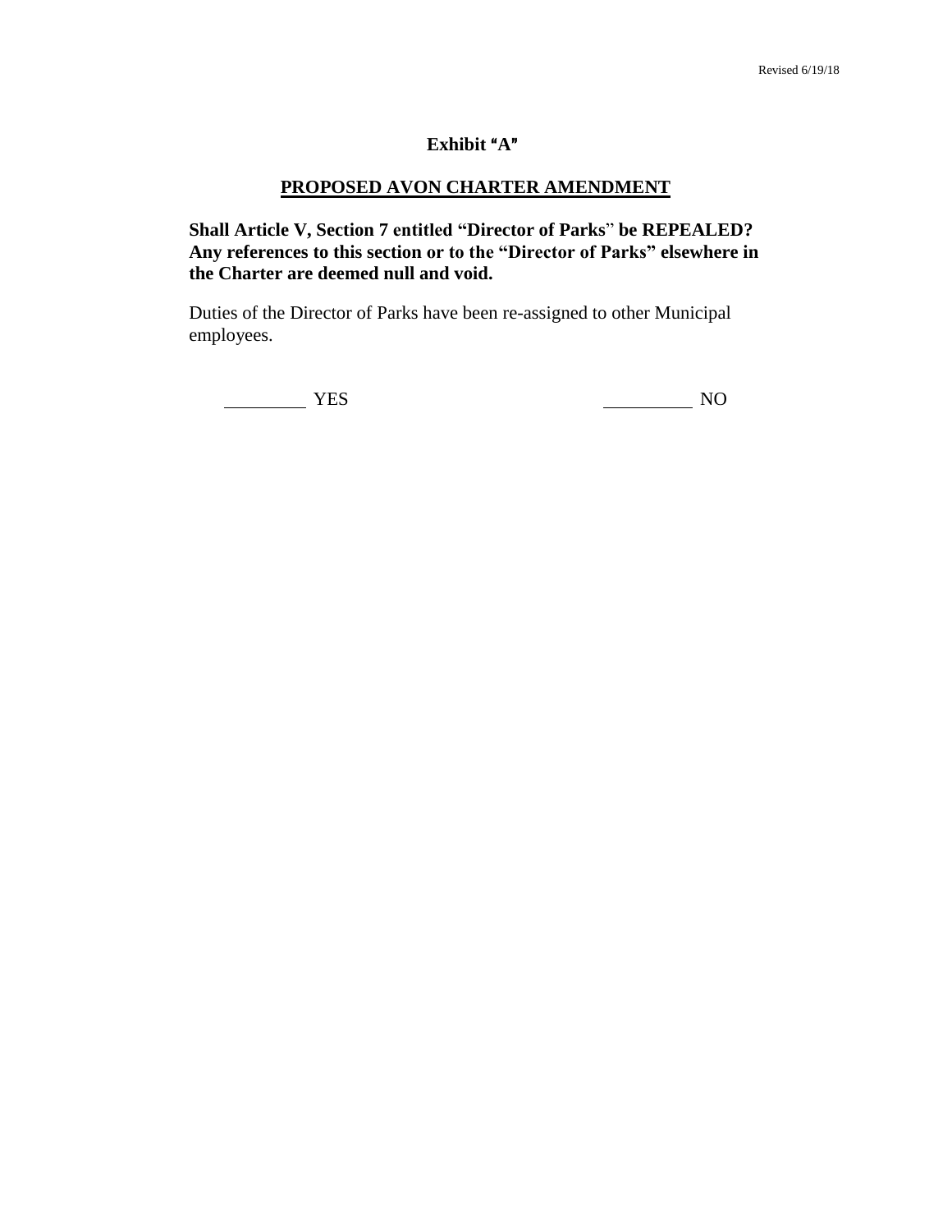Revised 6/19/18

**Exhibit "A"**

**PROPOSED AVON CHARTER AMENDMENT**

**Shall Article V, Section 7 entitled "Director of Parks" be REPEALED? Any references to this section or to the "Director of Parks" elsewhere in the Charter are deemed null and void.**

Duties of the Director of Parks have been re-assigned to other Municipal employees.

\_\_\_\_\_\_\_\_\_ YES                                        \_\_\_\_\_\_\_\_\_\_ NO